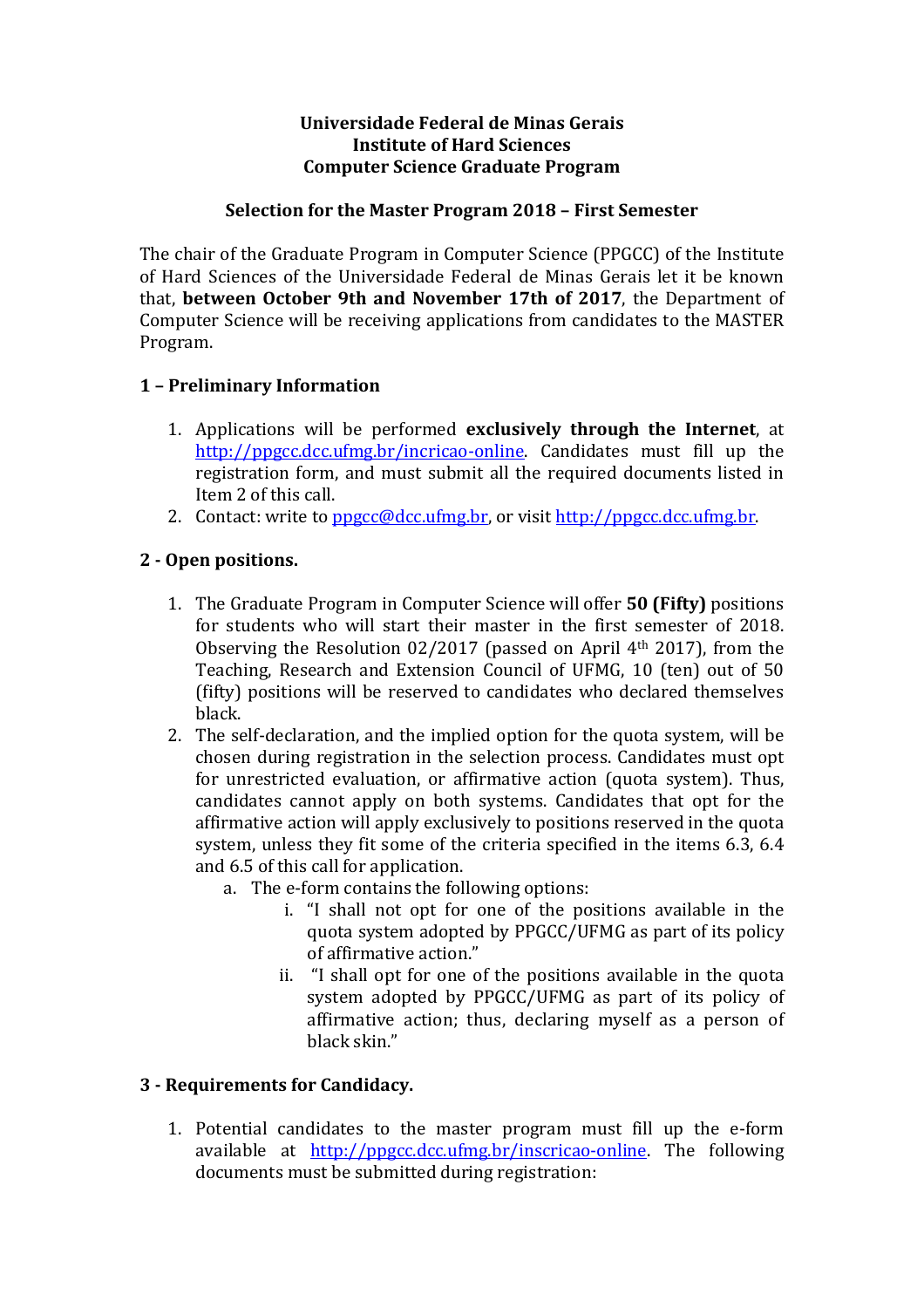**Universidade Federal de Minas Gerais**
**Institute of Hard Sciences**
**Computer Science Graduate Program**

**Selection for the Master Program 2018 – First Semester**

The chair of the Graduate Program in Computer Science (PPGCC) of the Institute of Hard Sciences of the Universidade Federal de Minas Gerais let it be known that, **between October 9th and November 17th of 2017**, the Department of Computer Science will be receiving applications from candidates to the MASTER Program.

## 1 – Preliminary Information

1. Applications will be performed **exclusively through the Internet**, at http://ppgcc.dcc.ufmg.br/incricao-online. Candidates must fill up the registration form, and must submit all the required documents listed in Item 2 of this call.
2. Contact: write to ppgcc@dcc.ufmg.br, or visit http://ppgcc.dcc.ufmg.br.

## 2 - Open positions.

1. The Graduate Program in Computer Science will offer **50 (Fifty)** positions for students who will start their master in the first semester of 2018. Observing the Resolution 02/2017 (passed on April 4th 2017), from the Teaching, Research and Extension Council of UFMG, 10 (ten) out of 50 (fifty) positions will be reserved to candidates who declared themselves black.
2. The self-declaration, and the implied option for the quota system, will be chosen during registration in the selection process. Candidates must opt for unrestricted evaluation, or affirmative action (quota system). Thus, candidates cannot apply on both systems. Candidates that opt for the affirmative action will apply exclusively to positions reserved in the quota system, unless they fit some of the criteria specified in the items 6.3, 6.4 and 6.5 of this call for application.
   a. The e-form contains the following options:
      i. "I shall not opt for one of the positions available in the quota system adopted by PPGCC/UFMG as part of its policy of affirmative action."
      ii. "I shall opt for one of the positions available in the quota system adopted by PPGCC/UFMG as part of its policy of affirmative action; thus, declaring myself as a person of black skin."

## 3 - Requirements for Candidacy.

1. Potential candidates to the master program must fill up the e-form available at http://ppgcc.dcc.ufmg.br/inscricao-online. The following documents must be submitted during registration: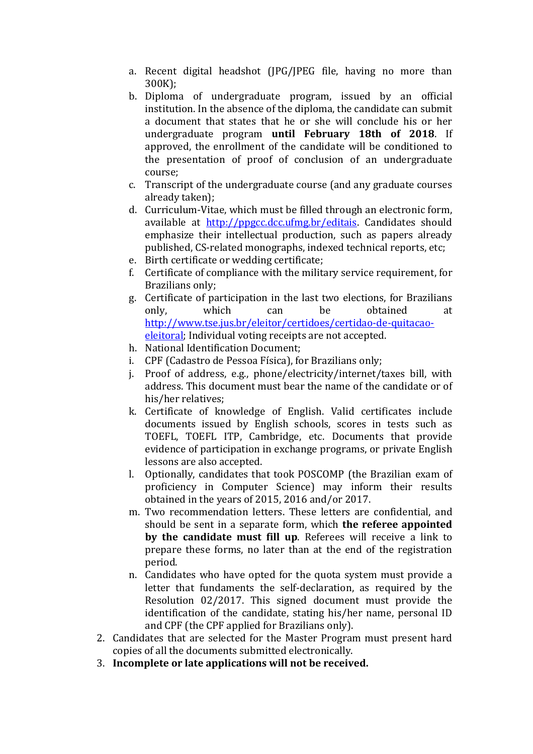a. Recent digital headshot (JPG/JPEG file, having no more than 300K);
b. Diploma of undergraduate program, issued by an official institution. In the absence of the diploma, the candidate can submit a document that states that he or she will conclude his or her undergraduate program **until February 18th of 2018**. If approved, the enrollment of the candidate will be conditioned to the presentation of proof of conclusion of an undergraduate course;
c. Transcript of the undergraduate course (and any graduate courses already taken);
d. Curriculum-Vitae, which must be filled through an electronic form, available at http://ppgcc.dcc.ufmg.br/editais. Candidates should emphasize their intellectual production, such as papers already published, CS-related monographs, indexed technical reports, etc;
e. Birth certificate or wedding certificate;
f. Certificate of compliance with the military service requirement, for Brazilians only;
g. Certificate of participation in the last two elections, for Brazilians only, which can be obtained at http://www.tse.jus.br/eleitor/certidoes/certidao-de-quitacao-eleitoral; Individual voting receipts are not accepted.
h. National Identification Document;
i. CPF (Cadastro de Pessoa Física), for Brazilians only;
j. Proof of address, e.g., phone/electricity/internet/taxes bill, with address. This document must bear the name of the candidate or of his/her relatives;
k. Certificate of knowledge of English. Valid certificates include documents issued by English schools, scores in tests such as TOEFL, TOEFL ITP, Cambridge, etc. Documents that provide evidence of participation in exchange programs, or private English lessons are also accepted.
l. Optionally, candidates that took POSCOMP (the Brazilian exam of proficiency in Computer Science) may inform their results obtained in the years of 2015, 2016 and/or 2017.
m. Two recommendation letters. These letters are confidential, and should be sent in a separate form, which **the referee appointed by the candidate must fill up**. Referees will receive a link to prepare these forms, no later than at the end of the registration period.
n. Candidates who have opted for the quota system must provide a letter that fundaments the self-declaration, as required by the Resolution 02/2017. This signed document must provide the identification of the candidate, stating his/her name, personal ID and CPF (the CPF applied for Brazilians only).

2. Candidates that are selected for the Master Program must present hard copies of all the documents submitted electronically.
3. **Incomplete or late applications will not be received.**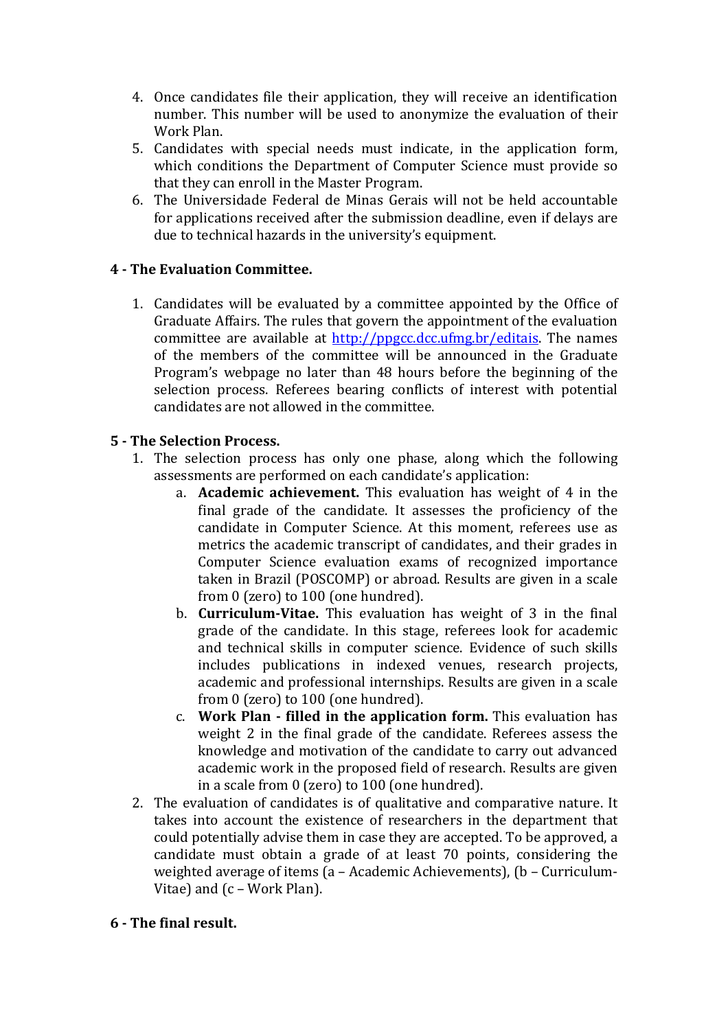4. Once candidates file their application, they will receive an identification number. This number will be used to anonymize the evaluation of their Work Plan.
5. Candidates with special needs must indicate, in the application form, which conditions the Department of Computer Science must provide so that they can enroll in the Master Program.
6. The Universidade Federal de Minas Gerais will not be held accountable for applications received after the submission deadline, even if delays are due to technical hazards in the university's equipment.

**4 - The Evaluation Committee.**

1. Candidates will be evaluated by a committee appointed by the Office of Graduate Affairs. The rules that govern the appointment of the evaluation committee are available at http://ppgcc.dcc.ufmg.br/editais. The names of the members of the committee will be announced in the Graduate Program's webpage no later than 48 hours before the beginning of the selection process. Referees bearing conflicts of interest with potential candidates are not allowed in the committee.

**5 - The Selection Process.**

1. The selection process has only one phase, along which the following assessments are performed on each candidate's application:
    a. **Academic achievement.** This evaluation has weight of 4 in the final grade of the candidate. It assesses the proficiency of the candidate in Computer Science. At this moment, referees use as metrics the academic transcript of candidates, and their grades in Computer Science evaluation exams of recognized importance taken in Brazil (POSCOMP) or abroad. Results are given in a scale from 0 (zero) to 100 (one hundred).
    b. **Curriculum-Vitae.** This evaluation has weight of 3 in the final grade of the candidate. In this stage, referees look for academic and technical skills in computer science. Evidence of such skills includes publications in indexed venues, research projects, academic and professional internships. Results are given in a scale from 0 (zero) to 100 (one hundred).
    c. **Work Plan - filled in the application form.** This evaluation has weight 2 in the final grade of the candidate. Referees assess the knowledge and motivation of the candidate to carry out advanced academic work in the proposed field of research. Results are given in a scale from 0 (zero) to 100 (one hundred).
2. The evaluation of candidates is of qualitative and comparative nature. It takes into account the existence of researchers in the department that could potentially advise them in case they are accepted. To be approved, a candidate must obtain a grade of at least 70 points, considering the weighted average of items (a – Academic Achievements), (b – Curriculum-Vitae) and (c – Work Plan).

**6 - The final result.**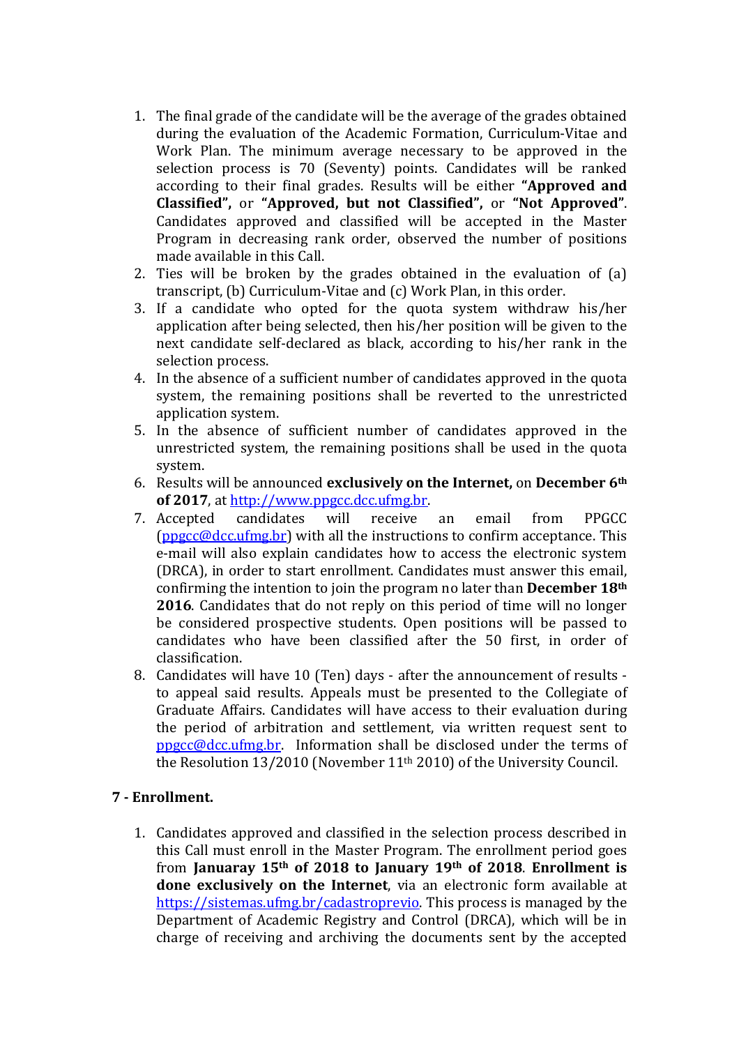1. The final grade of the candidate will be the average of the grades obtained during the evaluation of the Academic Formation, Curriculum-Vitae and Work Plan. The minimum average necessary to be approved in the selection process is 70 (Seventy) points. Candidates will be ranked according to their final grades. Results will be either **"Approved and Classified",** or **"Approved, but not Classified",** or **"Not Approved"**. Candidates approved and classified will be accepted in the Master Program in decreasing rank order, observed the number of positions made available in this Call.
2. Ties will be broken by the grades obtained in the evaluation of (a) transcript, (b) Curriculum-Vitae and (c) Work Plan, in this order.
3. If a candidate who opted for the quota system withdraw his/her application after being selected, then his/her position will be given to the next candidate self-declared as black, according to his/her rank in the selection process.
4. In the absence of a sufficient number of candidates approved in the quota system, the remaining positions shall be reverted to the unrestricted application system.
5. In the absence of sufficient number of candidates approved in the unrestricted system, the remaining positions shall be used in the quota system.
6. Results will be announced **exclusively on the Internet,** on **December 6th of 2017**, at http://www.ppgcc.dcc.ufmg.br.
7. Accepted candidates will receive an email from PPGCC (ppgcc@dcc.ufmg.br) with all the instructions to confirm acceptance. This e-mail will also explain candidates how to access the electronic system (DRCA), in order to start enrollment. Candidates must answer this email, confirming the intention to join the program no later than **December 18th 2016**. Candidates that do not reply on this period of time will no longer be considered prospective students. Open positions will be passed to candidates who have been classified after the 50 first, in order of classification.
8. Candidates will have 10 (Ten) days - after the announcement of results - to appeal said results. Appeals must be presented to the Collegiate of Graduate Affairs. Candidates will have access to their evaluation during the period of arbitration and settlement, via written request sent to ppgcc@dcc.ufmg.br. Information shall be disclosed under the terms of the Resolution 13/2010 (November 11th 2010) of the University Council.

## 7 - Enrollment.

1. Candidates approved and classified in the selection process described in this Call must enroll in the Master Program. The enrollment period goes from **Januaray 15th of 2018 to January 19th of 2018**. **Enrollment is done exclusively on the Internet**, via an electronic form available at https://sistemas.ufmg.br/cadastroprevio. This process is managed by the Department of Academic Registry and Control (DRCA), which will be in charge of receiving and archiving the documents sent by the accepted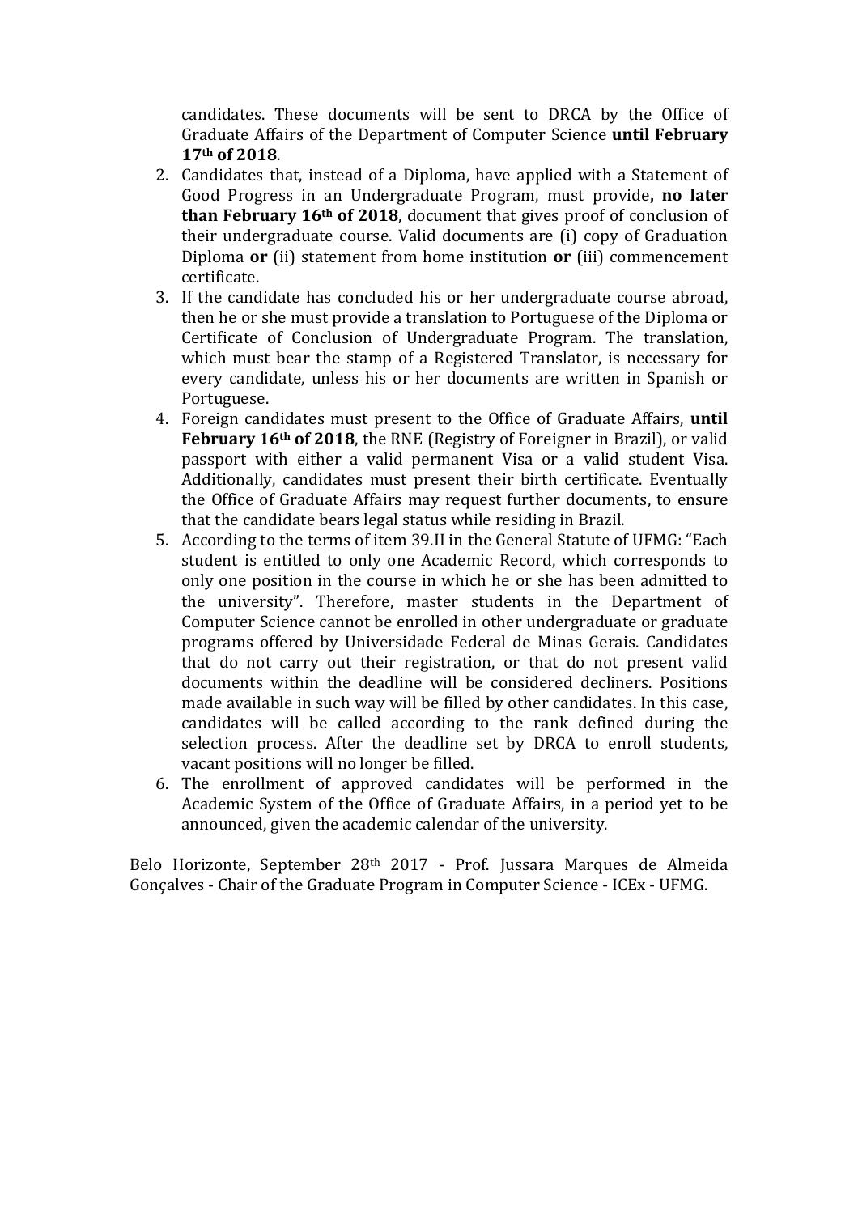candidates. These documents will be sent to DRCA by the Office of Graduate Affairs of the Department of Computer Science **until February 17th of 2018**.

2. Candidates that, instead of a Diploma, have applied with a Statement of Good Progress in an Undergraduate Program, must provide**, no later than February 16th of 2018**, document that gives proof of conclusion of their undergraduate course. Valid documents are (i) copy of Graduation Diploma **or** (ii) statement from home institution **or** (iii) commencement certificate.
3. If the candidate has concluded his or her undergraduate course abroad, then he or she must provide a translation to Portuguese of the Diploma or Certificate of Conclusion of Undergraduate Program. The translation, which must bear the stamp of a Registered Translator, is necessary for every candidate, unless his or her documents are written in Spanish or Portuguese.
4. Foreign candidates must present to the Office of Graduate Affairs, **until February 16th of 2018**, the RNE (Registry of Foreigner in Brazil), or valid passport with either a valid permanent Visa or a valid student Visa. Additionally, candidates must present their birth certificate. Eventually the Office of Graduate Affairs may request further documents, to ensure that the candidate bears legal status while residing in Brazil.
5. According to the terms of item 39.II in the General Statute of UFMG: "Each student is entitled to only one Academic Record, which corresponds to only one position in the course in which he or she has been admitted to the university". Therefore, master students in the Department of Computer Science cannot be enrolled in other undergraduate or graduate programs offered by Universidade Federal de Minas Gerais. Candidates that do not carry out their registration, or that do not present valid documents within the deadline will be considered decliners. Positions made available in such way will be filled by other candidates. In this case, candidates will be called according to the rank defined during the selection process. After the deadline set by DRCA to enroll students, vacant positions will no longer be filled.
6. The enrollment of approved candidates will be performed in the Academic System of the Office of Graduate Affairs, in a period yet to be announced, given the academic calendar of the university.

Belo Horizonte, September 28th 2017 - Prof. Jussara Marques de Almeida Gonçalves - Chair of the Graduate Program in Computer Science - ICEx - UFMG.